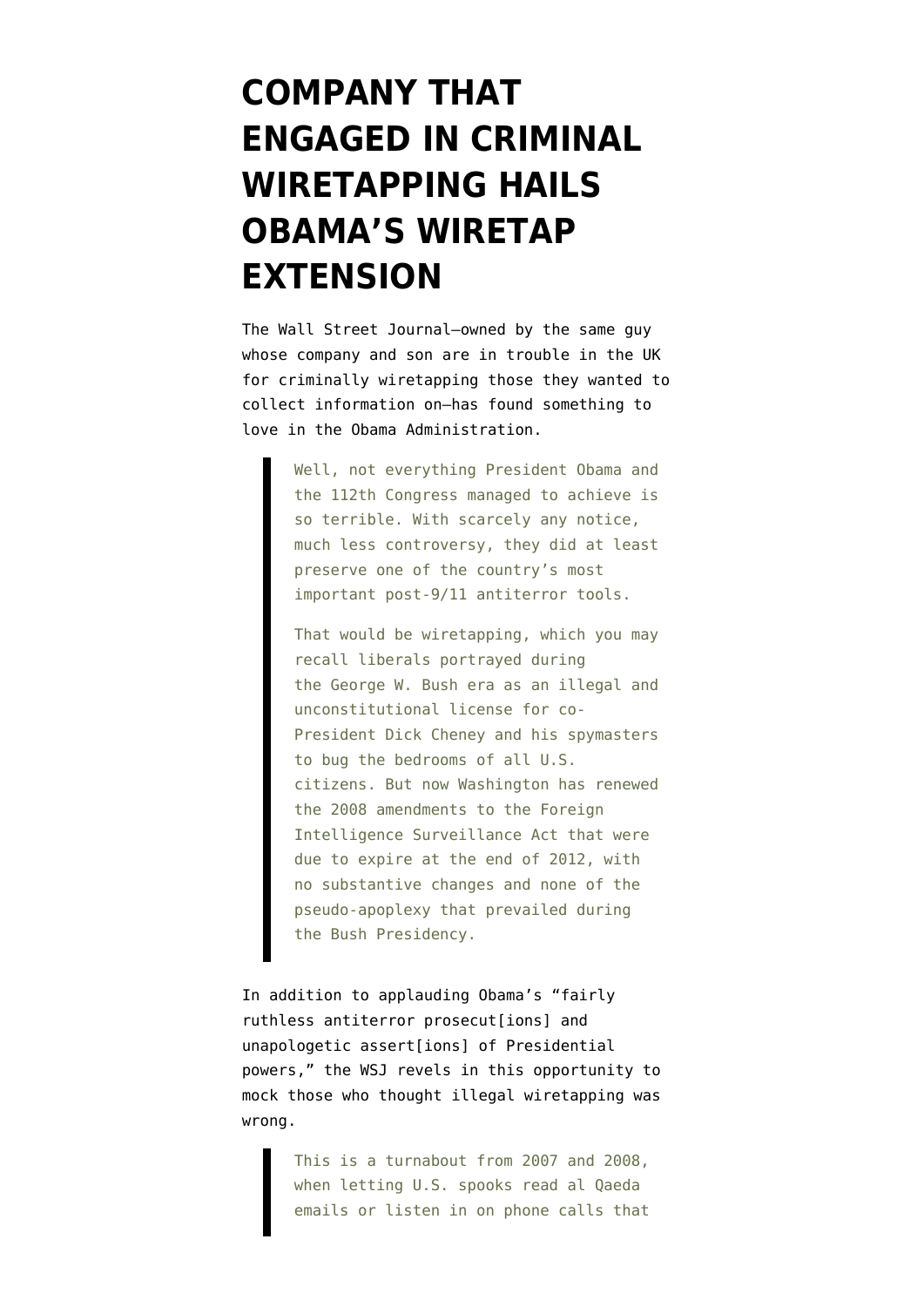# COMPANY THAT ENGAGED IN CRIMINAL WIRETAPPING HAILS OBAMA'S WIRETAP EXTENSION

The Wall Street Journal—owned by the same guy whose company and son are in trouble in the UK for criminally wiretapping those they wanted to collect information on—has found something to love in the Obama Administration.

> Well, not everything President Obama and the 112th Congress managed to achieve is so terrible. With scarcely any notice, much less controversy, they did at least preserve one of the country's most important post-9/11 antiterror tools.
>
> That would be wiretapping, which you may recall liberals portrayed during the George W. Bush era as an illegal and unconstitutional license for co-President Dick Cheney and his spymasters to bug the bedrooms of all U.S. citizens. But now Washington has renewed the 2008 amendments to the Foreign Intelligence Surveillance Act that were due to expire at the end of 2012, with no substantive changes and none of the pseudo-apoplexy that prevailed during the Bush Presidency.

In addition to applauding Obama's "fairly ruthless antiterror prosecut[ions] and unapologetic assert[ions] of Presidential powers," the WSJ revels in this opportunity to mock those who thought illegal wiretapping was wrong.

> This is a turnabout from 2007 and 2008, when letting U.S. spooks read al Qaeda emails or listen in on phone calls that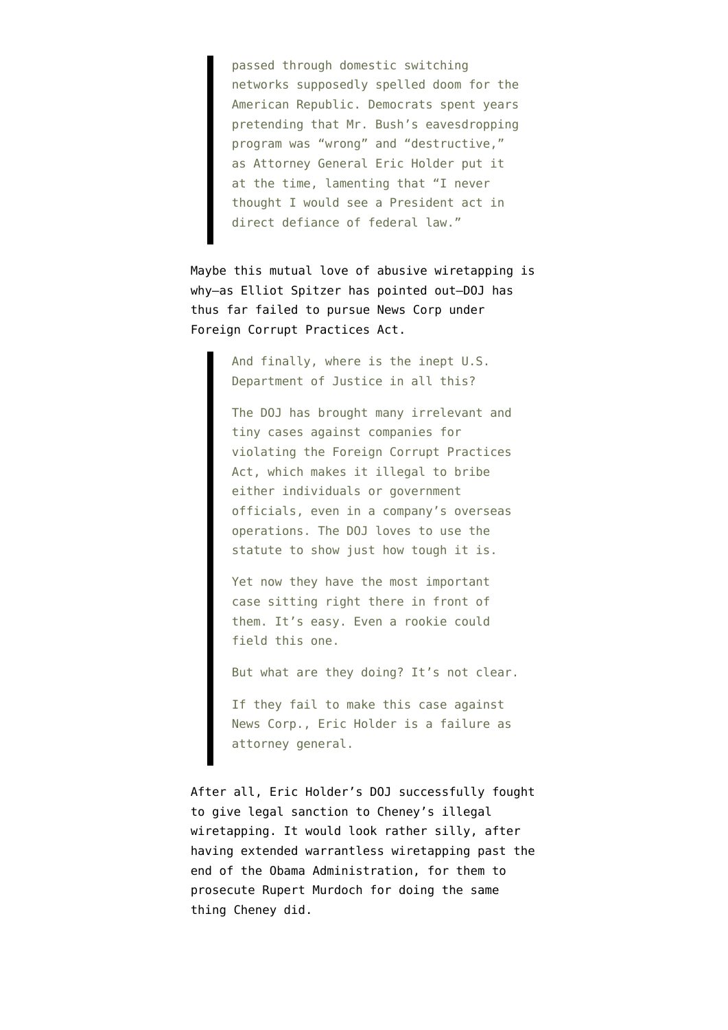> passed through domestic switching networks supposedly spelled doom for the American Republic. Democrats spent years pretending that Mr. Bush's eavesdropping program was "wrong" and "destructive," as Attorney General Eric Holder put it at the time, lamenting that "I never thought I would see a President act in direct defiance of federal law."

Maybe this mutual love of abusive wiretapping is why—as Elliot Spitzer has pointed out—DOJ has thus far failed to pursue News Corp under Foreign Corrupt Practices Act.

> And finally, where is the inept U.S. Department of Justice in all this?
>
> The DOJ has brought many irrelevant and tiny cases against companies for violating the Foreign Corrupt Practices Act, which makes it illegal to bribe either individuals or government officials, even in a company's overseas operations. The DOJ loves to use the statute to show just how tough it is.
>
> Yet now they have the most important case sitting right there in front of them. It's easy. Even a rookie could field this one.
>
> But what are they doing? It's not clear.
>
> If they fail to make this case against News Corp., Eric Holder is a failure as attorney general.

After all, Eric Holder's DOJ successfully fought to give legal sanction to Cheney's illegal wiretapping. It would look rather silly, after having extended warrantless wiretapping past the end of the Obama Administration, for them to prosecute Rupert Murdoch for doing the same thing Cheney did.